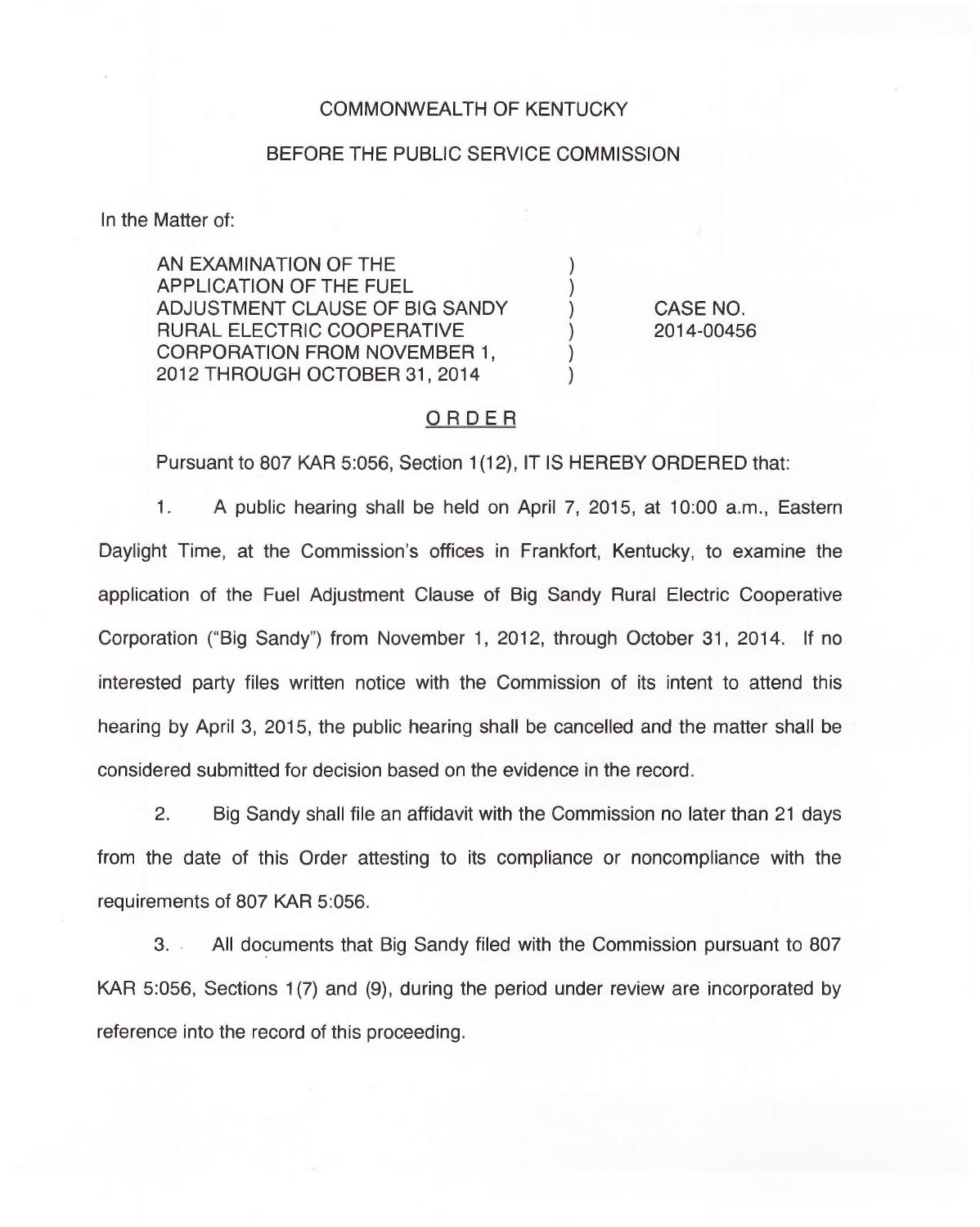COMMONWEALTH OF KENTUCKY

BEFORE THE PUBLIC SERVICE COMMISSION

In the Matter of:

| | | |
|---|---|---|
| AN EXAMINATION OF THE APPLICATION OF THE FUEL ADJUSTMENT CLAUSE OF BIG SANDY RURAL ELECTRIC COOPERATIVE CORPORATION FROM NOVEMBER 1, 2012 THROUGH OCTOBER 31, 2014 | ) ) ) ) ) ) | CASE NO. 2014-00456 |

## ORDER

Pursuant to 807 KAR 5:056, Section 1(12), IT IS HEREBY ORDERED that:

1. A public hearing shall be held on April 7, 2015, at 10:00 a.m., Eastern Daylight Time, at the Commission's offices in Frankfort, Kentucky, to examine the application of the Fuel Adjustment Clause of Big Sandy Rural Electric Cooperative Corporation ("Big Sandy") from November 1, 2012, through October 31, 2014. If no interested party files written notice with the Commission of its intent to attend this hearing by April 3, 2015, the public hearing shall be cancelled and the matter shall be considered submitted for decision based on the evidence in the record.

2. Big Sandy shall file an affidavit with the Commission no later than 21 days from the date of this Order attesting to its compliance or noncompliance with the requirements of 807 KAR 5:056.

3. All documents that Big Sandy filed with the Commission pursuant to 807 KAR 5:056, Sections 1(7) and (9), during the period under review are incorporated by reference into the record of this proceeding.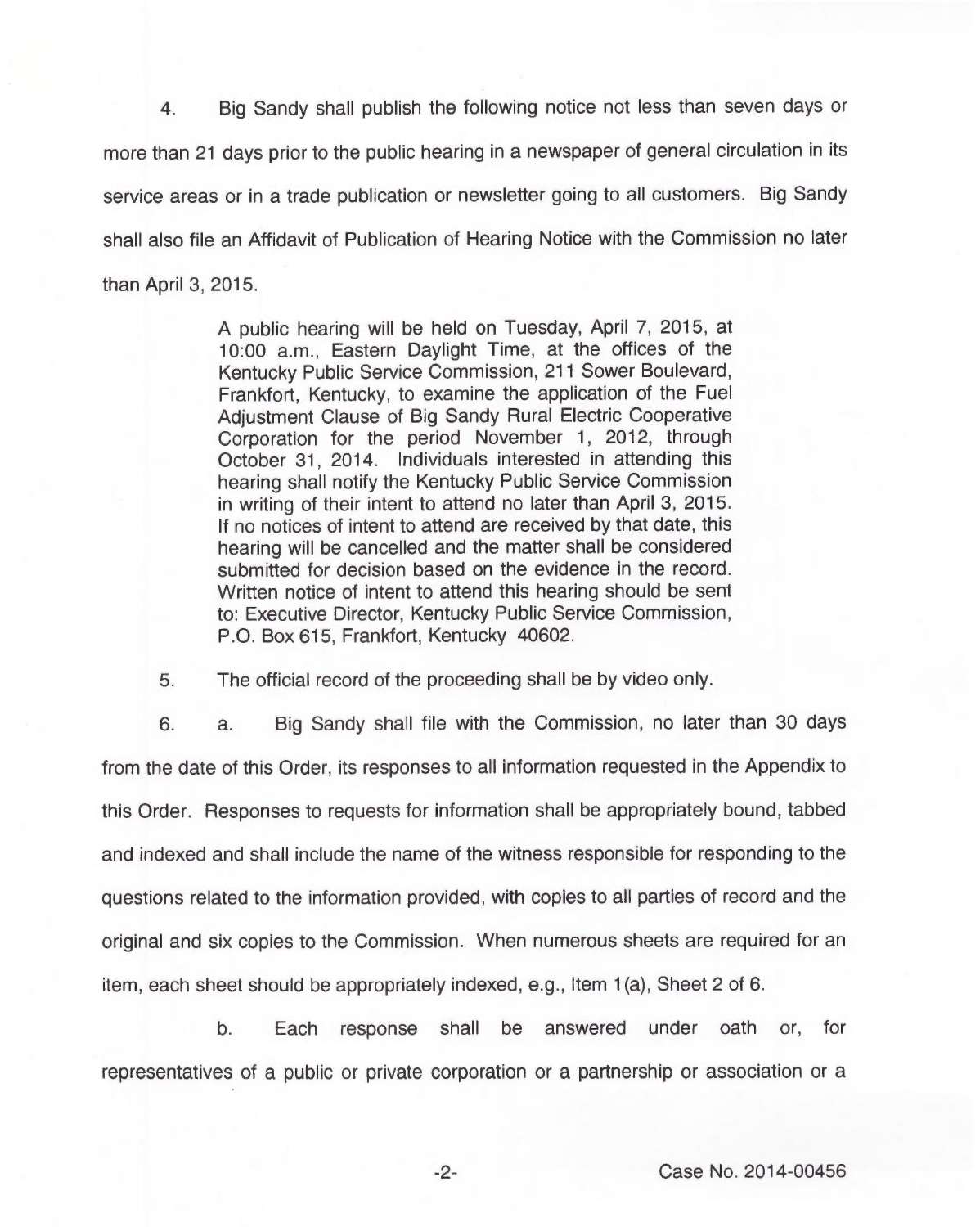4. Big Sandy shall publish the following notice not less than seven days or more than 21 days prior to the public hearing in a newspaper of general circulation in its service areas or in a trade publication or newsletter going to all customers. Big Sandy shall also file an Affidavit of Publication of Hearing Notice with the Commission no later than April 3, 2015.

> A public hearing will be held on Tuesday, April 7, 2015, at 10:00 a.m., Eastern Daylight Time, at the offices of the Kentucky Public Service Commission, 211 Sower Boulevard, Frankfort, Kentucky, to examine the application of the Fuel Adjustment Clause of Big Sandy Rural Electric Cooperative Corporation for the period November 1, 2012, through October 31, 2014. Individuals interested in attending this hearing shall notify the Kentucky Public Service Commission in writing of their intent to attend no later than April 3, 2015. If no notices of intent to attend are received by that date, this hearing will be cancelled and the matter shall be considered submitted for decision based on the evidence in the record. Written notice of intent to attend this hearing should be sent to: Executive Director, Kentucky Public Service Commission, P.O. Box 615, Frankfort, Kentucky 40602.

5. The official record of the proceeding shall be by video only.

6. a. Big Sandy shall file with the Commission, no later than 30 days from the date of this Order, its responses to all information requested in the Appendix to this Order. Responses to requests for information shall be appropriately bound, tabbed and indexed and shall include the name of the witness responsible for responding to the questions related to the information provided, with copies to all parties of record and the original and six copies to the Commission. When numerous sheets are required for an item, each sheet should be appropriately indexed, e.g., Item 1(a), Sheet 2 of 6.

b. Each response shall be answered under oath or, for representatives of a public or private corporation or a partnership or association or a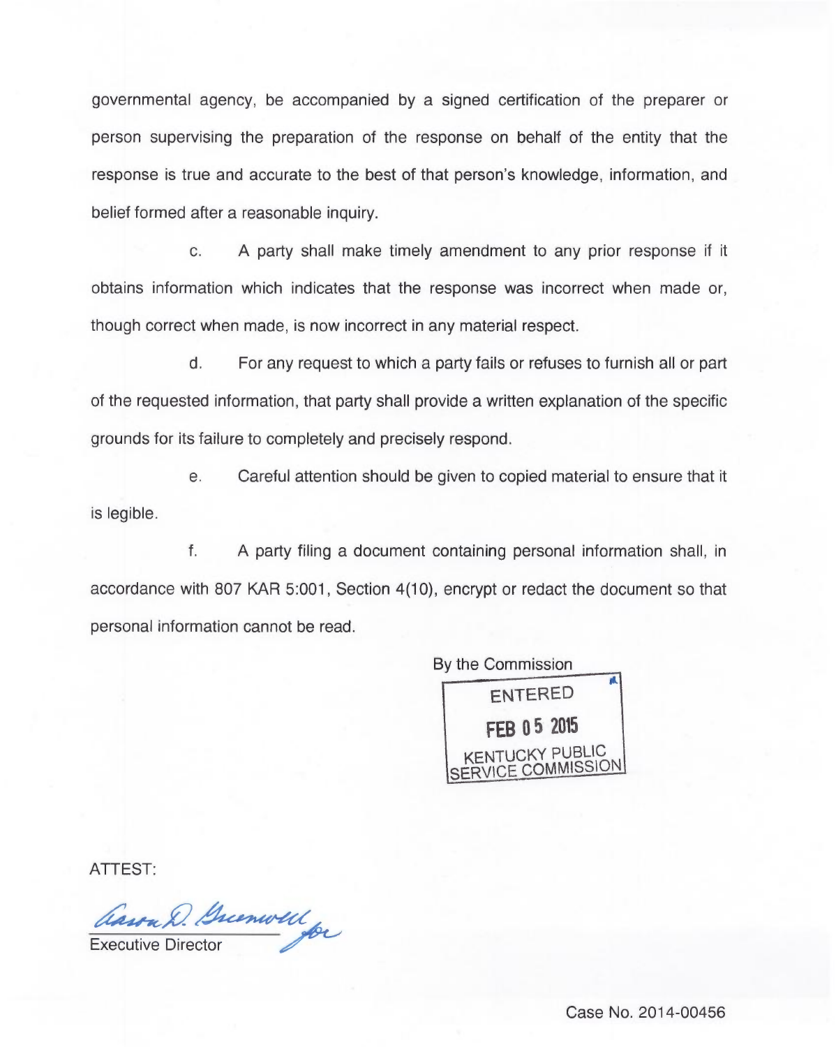governmental agency, be accompanied by a signed certification of the preparer or person supervising the preparation of the response on behalf of the entity that the response is true and accurate to the best of that person's knowledge, information, and belief formed after a reasonable inquiry.

c. A party shall make timely amendment to any prior response if it obtains information which indicates that the response was incorrect when made or, though correct when made, is now incorrect in any material respect.

d. For any request to which a party fails or refuses to furnish all or part of the requested information, that party shall provide a written explanation of the specific grounds for its failure to completely and precisely respond.

e. Careful attention should be given to copied material to ensure that it is legible.

f. A party filing a document containing personal information shall, in accordance with 807 KAR 5:001, Section 4(10), encrypt or redact the document so that personal information cannot be read.

By the Commission

ENTERED
FEB 05 2015
KENTUCKY PUBLIC SERVICE COMMISSION

ATTEST:

Aaron D. Greenwell for

Executive Director

Case No. 2014-00456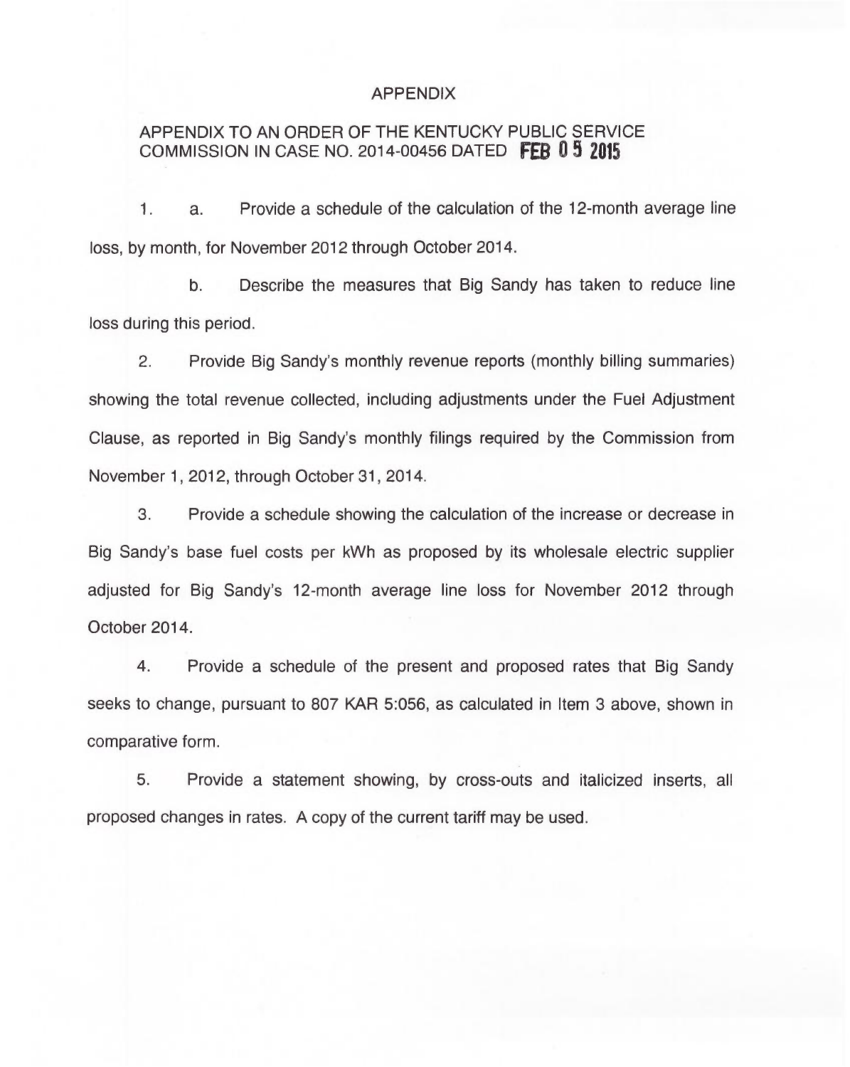# APPENDIX

## APPENDIX TO AN ORDER OF THE KENTUCKY PUBLIC SERVICE COMMISSION IN CASE NO. 2014-00456 DATED FEB 05 2015

1. a. Provide a schedule of the calculation of the 12-month average line loss, by month, for November 2012 through October 2014.

   b. Describe the measures that Big Sandy has taken to reduce line loss during this period.

2. Provide Big Sandy's monthly revenue reports (monthly billing summaries) showing the total revenue collected, including adjustments under the Fuel Adjustment Clause, as reported in Big Sandy's monthly filings required by the Commission from November 1, 2012, through October 31, 2014.

3. Provide a schedule showing the calculation of the increase or decrease in Big Sandy's base fuel costs per kWh as proposed by its wholesale electric supplier adjusted for Big Sandy's 12-month average line loss for November 2012 through October 2014.

4. Provide a schedule of the present and proposed rates that Big Sandy seeks to change, pursuant to 807 KAR 5:056, as calculated in Item 3 above, shown in comparative form.

5. Provide a statement showing, by cross-outs and italicized inserts, all proposed changes in rates. A copy of the current tariff may be used.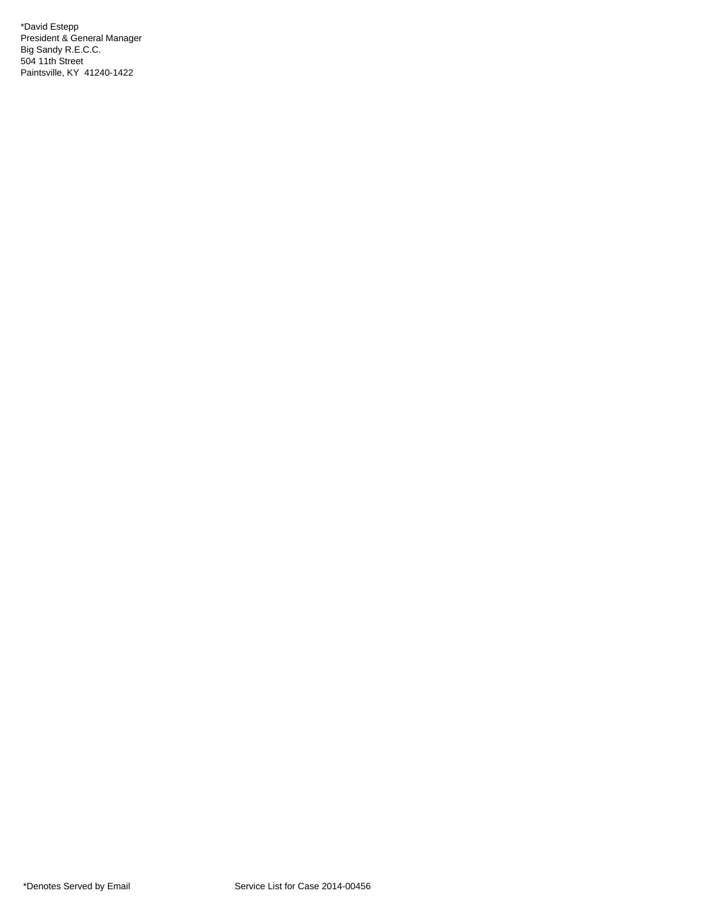*David Estepp
President & General Manager
Big Sandy R.E.C.C.
504 11th Street
Paintsville, KY  41240-1422